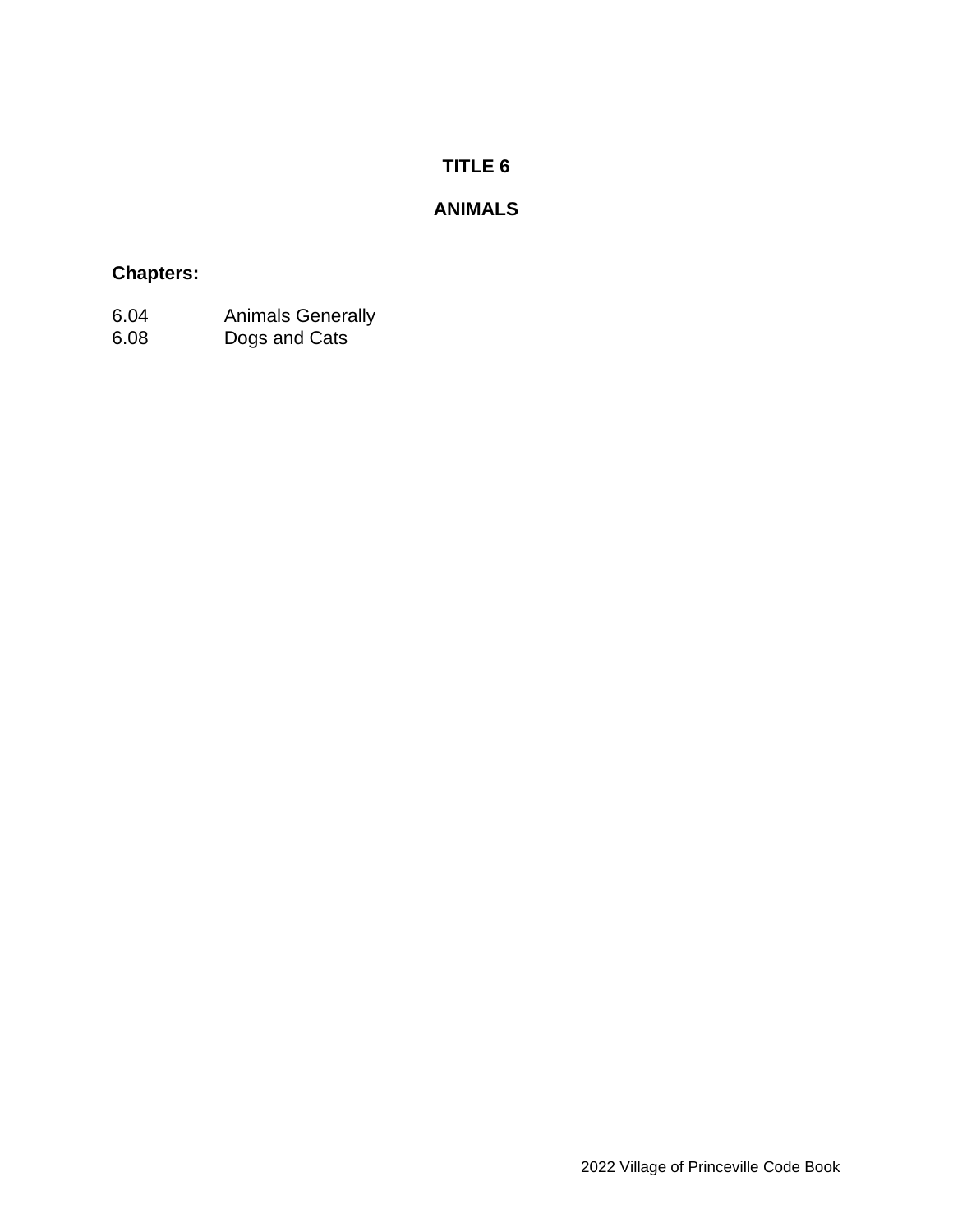# TITLE 6

# ANIMALS

**Chapters:**

| | |
|---|---|
| 6.04 | Animals Generally |
| 6.08 | Dogs and Cats |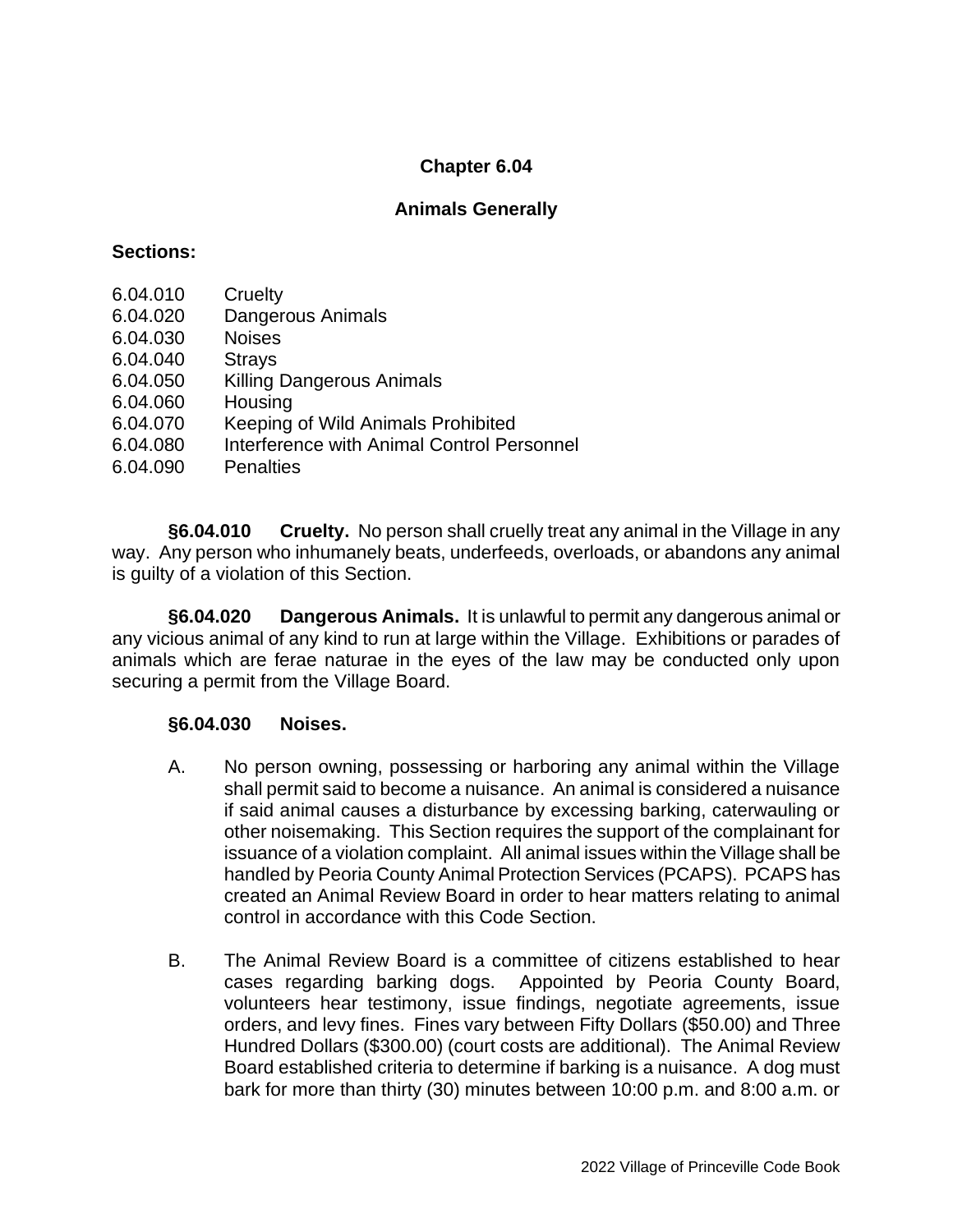## Chapter 6.04

## Animals Generally

**Sections:**

6.04.010 Cruelty
6.04.020 Dangerous Animals
6.04.030 Noises
6.04.040 Strays
6.04.050 Killing Dangerous Animals
6.04.060 Housing
6.04.070 Keeping of Wild Animals Prohibited
6.04.080 Interference with Animal Control Personnel
6.04.090 Penalties

**§6.04.010 Cruelty.** No person shall cruelly treat any animal in the Village in any way. Any person who inhumanely beats, underfeeds, overloads, or abandons any animal is guilty of a violation of this Section.

**§6.04.020 Dangerous Animals.** It is unlawful to permit any dangerous animal or any vicious animal of any kind to run at large within the Village. Exhibitions or parades of animals which are ferae naturae in the eyes of the law may be conducted only upon securing a permit from the Village Board.

**§6.04.030 Noises.**

A. No person owning, possessing or harboring any animal within the Village shall permit said to become a nuisance. An animal is considered a nuisance if said animal causes a disturbance by excessing barking, caterwauling or other noisemaking. This Section requires the support of the complainant for issuance of a violation complaint. All animal issues within the Village shall be handled by Peoria County Animal Protection Services (PCAPS). PCAPS has created an Animal Review Board in order to hear matters relating to animal control in accordance with this Code Section.

B. The Animal Review Board is a committee of citizens established to hear cases regarding barking dogs. Appointed by Peoria County Board, volunteers hear testimony, issue findings, negotiate agreements, issue orders, and levy fines. Fines vary between Fifty Dollars ($50.00) and Three Hundred Dollars ($300.00) (court costs are additional). The Animal Review Board established criteria to determine if barking is a nuisance. A dog must bark for more than thirty (30) minutes between 10:00 p.m. and 8:00 a.m. or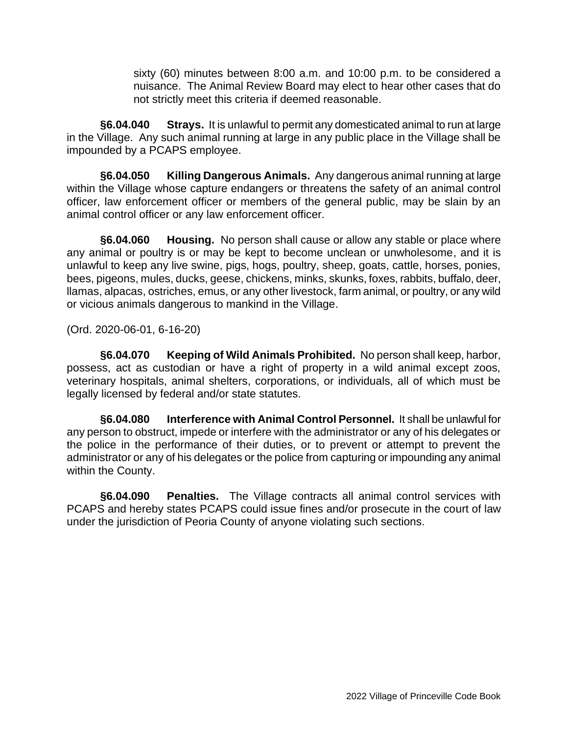sixty (60) minutes between 8:00 a.m. and 10:00 p.m. to be considered a nuisance. The Animal Review Board may elect to hear other cases that do not strictly meet this criteria if deemed reasonable.

**§6.04.040 Strays.** It is unlawful to permit any domesticated animal to run at large in the Village. Any such animal running at large in any public place in the Village shall be impounded by a PCAPS employee.

**§6.04.050 Killing Dangerous Animals.** Any dangerous animal running at large within the Village whose capture endangers or threatens the safety of an animal control officer, law enforcement officer or members of the general public, may be slain by an animal control officer or any law enforcement officer.

**§6.04.060 Housing.** No person shall cause or allow any stable or place where any animal or poultry is or may be kept to become unclean or unwholesome, and it is unlawful to keep any live swine, pigs, hogs, poultry, sheep, goats, cattle, horses, ponies, bees, pigeons, mules, ducks, geese, chickens, minks, skunks, foxes, rabbits, buffalo, deer, llamas, alpacas, ostriches, emus, or any other livestock, farm animal, or poultry, or any wild or vicious animals dangerous to mankind in the Village.

(Ord. 2020-06-01, 6-16-20)

**§6.04.070 Keeping of Wild Animals Prohibited.** No person shall keep, harbor, possess, act as custodian or have a right of property in a wild animal except zoos, veterinary hospitals, animal shelters, corporations, or individuals, all of which must be legally licensed by federal and/or state statutes.

**§6.04.080 Interference with Animal Control Personnel.** It shall be unlawful for any person to obstruct, impede or interfere with the administrator or any of his delegates or the police in the performance of their duties, or to prevent or attempt to prevent the administrator or any of his delegates or the police from capturing or impounding any animal within the County.

**§6.04.090 Penalties.** The Village contracts all animal control services with PCAPS and hereby states PCAPS could issue fines and/or prosecute in the court of law under the jurisdiction of Peoria County of anyone violating such sections.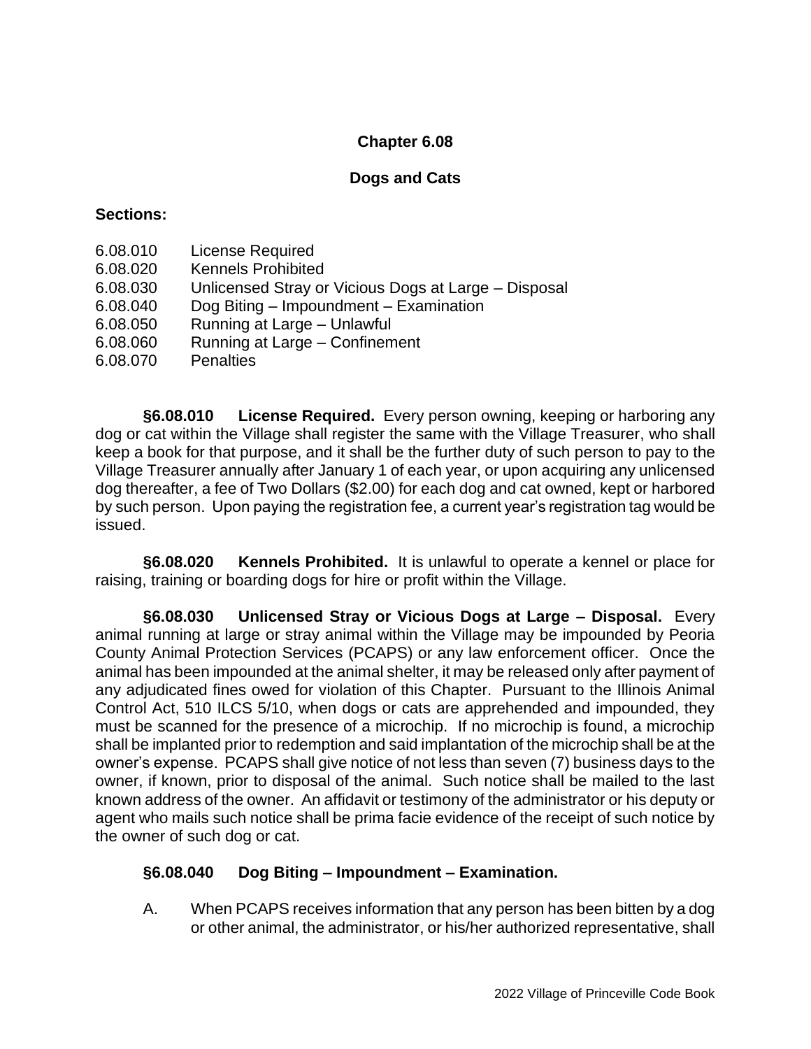## Chapter 6.08

## Dogs and Cats

**Sections:**

6.08.010 License Required
6.08.020 Kennels Prohibited
6.08.030 Unlicensed Stray or Vicious Dogs at Large – Disposal
6.08.040 Dog Biting – Impoundment – Examination
6.08.050 Running at Large – Unlawful
6.08.060 Running at Large – Confinement
6.08.070 Penalties

**§6.08.010 License Required.** Every person owning, keeping or harboring any dog or cat within the Village shall register the same with the Village Treasurer, who shall keep a book for that purpose, and it shall be the further duty of such person to pay to the Village Treasurer annually after January 1 of each year, or upon acquiring any unlicensed dog thereafter, a fee of Two Dollars ($2.00) for each dog and cat owned, kept or harbored by such person. Upon paying the registration fee, a current year's registration tag would be issued.

**§6.08.020 Kennels Prohibited.** It is unlawful to operate a kennel or place for raising, training or boarding dogs for hire or profit within the Village.

**§6.08.030 Unlicensed Stray or Vicious Dogs at Large – Disposal.** Every animal running at large or stray animal within the Village may be impounded by Peoria County Animal Protection Services (PCAPS) or any law enforcement officer. Once the animal has been impounded at the animal shelter, it may be released only after payment of any adjudicated fines owed for violation of this Chapter. Pursuant to the Illinois Animal Control Act, 510 ILCS 5/10, when dogs or cats are apprehended and impounded, they must be scanned for the presence of a microchip. If no microchip is found, a microchip shall be implanted prior to redemption and said implantation of the microchip shall be at the owner's expense. PCAPS shall give notice of not less than seven (7) business days to the owner, if known, prior to disposal of the animal. Such notice shall be mailed to the last known address of the owner. An affidavit or testimony of the administrator or his deputy or agent who mails such notice shall be prima facie evidence of the receipt of such notice by the owner of such dog or cat.

**§6.08.040 Dog Biting – Impoundment – Examination.**

A. When PCAPS receives information that any person has been bitten by a dog or other animal, the administrator, or his/her authorized representative, shall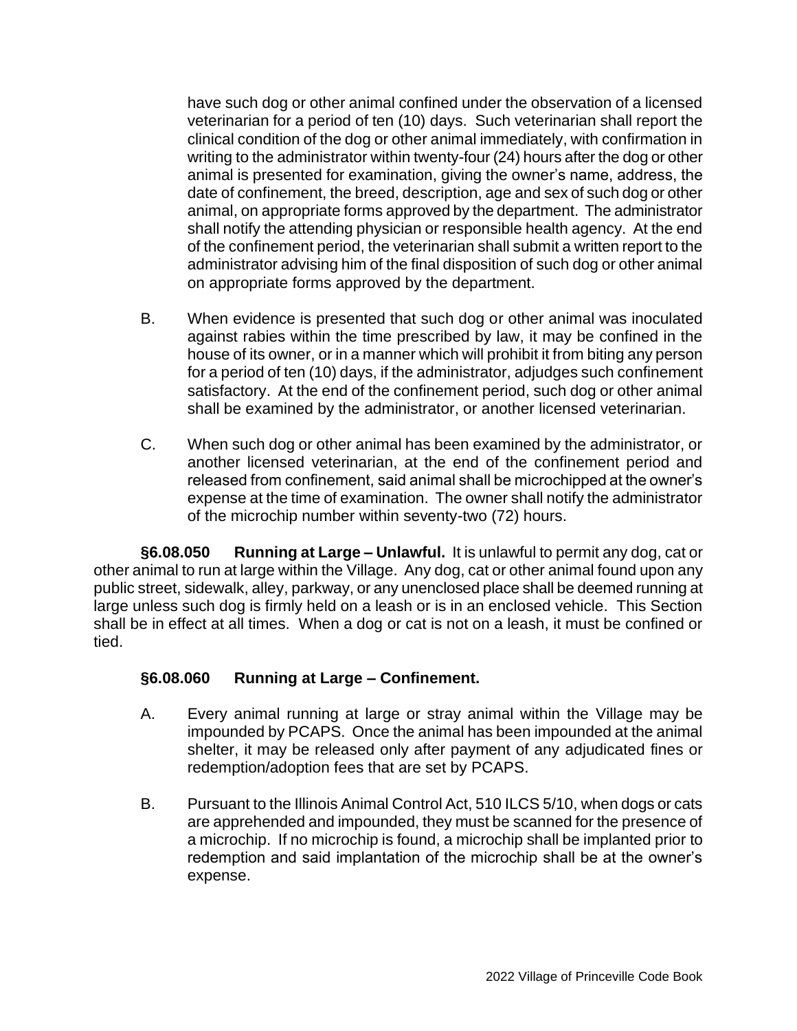have such dog or other animal confined under the observation of a licensed veterinarian for a period of ten (10) days. Such veterinarian shall report the clinical condition of the dog or other animal immediately, with confirmation in writing to the administrator within twenty-four (24) hours after the dog or other animal is presented for examination, giving the owner's name, address, the date of confinement, the breed, description, age and sex of such dog or other animal, on appropriate forms approved by the department. The administrator shall notify the attending physician or responsible health agency. At the end of the confinement period, the veterinarian shall submit a written report to the administrator advising him of the final disposition of such dog or other animal on appropriate forms approved by the department.

B. When evidence is presented that such dog or other animal was inoculated against rabies within the time prescribed by law, it may be confined in the house of its owner, or in a manner which will prohibit it from biting any person for a period of ten (10) days, if the administrator, adjudges such confinement satisfactory. At the end of the confinement period, such dog or other animal shall be examined by the administrator, or another licensed veterinarian.

C. When such dog or other animal has been examined by the administrator, or another licensed veterinarian, at the end of the confinement period and released from confinement, said animal shall be microchipped at the owner's expense at the time of examination. The owner shall notify the administrator of the microchip number within seventy-two (72) hours.

**§6.08.050 Running at Large – Unlawful.** It is unlawful to permit any dog, cat or other animal to run at large within the Village. Any dog, cat or other animal found upon any public street, sidewalk, alley, parkway, or any unenclosed place shall be deemed running at large unless such dog is firmly held on a leash or is in an enclosed vehicle. This Section shall be in effect at all times. When a dog or cat is not on a leash, it must be confined or tied.

**§6.08.060 Running at Large – Confinement.**

A. Every animal running at large or stray animal within the Village may be impounded by PCAPS. Once the animal has been impounded at the animal shelter, it may be released only after payment of any adjudicated fines or redemption/adoption fees that are set by PCAPS.

B. Pursuant to the Illinois Animal Control Act, 510 ILCS 5/10, when dogs or cats are apprehended and impounded, they must be scanned for the presence of a microchip. If no microchip is found, a microchip shall be implanted prior to redemption and said implantation of the microchip shall be at the owner's expense.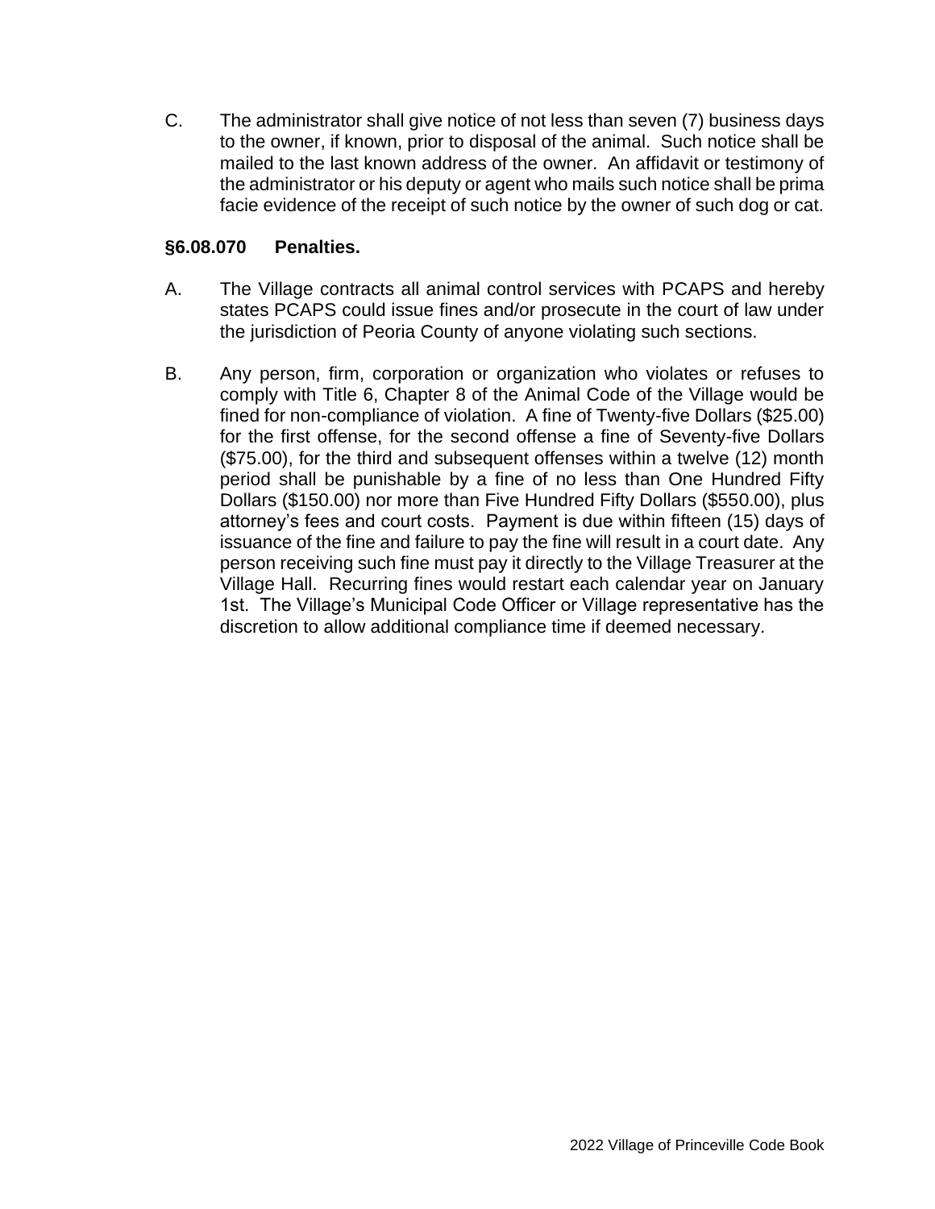C. The administrator shall give notice of not less than seven (7) business days to the owner, if known, prior to disposal of the animal. Such notice shall be mailed to the last known address of the owner. An affidavit or testimony of the administrator or his deputy or agent who mails such notice shall be prima facie evidence of the receipt of such notice by the owner of such dog or cat.

### §6.08.070 Penalties.

A. The Village contracts all animal control services with PCAPS and hereby states PCAPS could issue fines and/or prosecute in the court of law under the jurisdiction of Peoria County of anyone violating such sections.

B. Any person, firm, corporation or organization who violates or refuses to comply with Title 6, Chapter 8 of the Animal Code of the Village would be fined for non-compliance of violation. A fine of Twenty-five Dollars ($25.00) for the first offense, for the second offense a fine of Seventy-five Dollars ($75.00), for the third and subsequent offenses within a twelve (12) month period shall be punishable by a fine of no less than One Hundred Fifty Dollars ($150.00) nor more than Five Hundred Fifty Dollars ($550.00), plus attorney's fees and court costs. Payment is due within fifteen (15) days of issuance of the fine and failure to pay the fine will result in a court date. Any person receiving such fine must pay it directly to the Village Treasurer at the Village Hall. Recurring fines would restart each calendar year on January 1st. The Village's Municipal Code Officer or Village representative has the discretion to allow additional compliance time if deemed necessary.